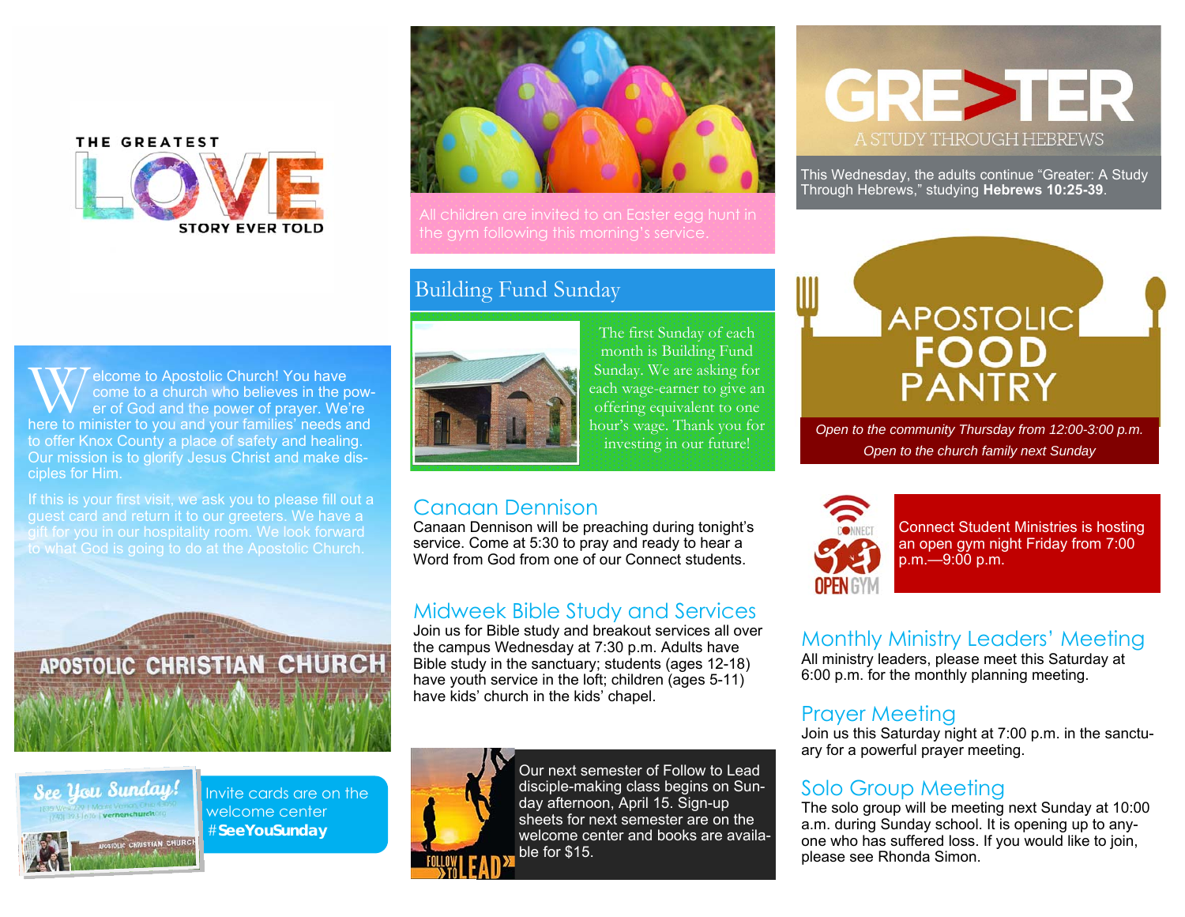# THE GREATEST LOVE STORY EVER TOLD

Welcome to Apostolic Church! You have come to a church who believes in the power of God and the power of prayer. We're here to minister to you and your families' needs and to offer Knox County a place of safety and healing. Our mission is to glorify Jesus Christ and make disciples for Him.

If this is your first visit, we ask you to please fill out a guest card and return it to our greeters. We have a gift for you in our hospitality room. We look forward to what God is going to do at the Apostolic Church.

APOSTOLIC CHRISTIAN CHURCH

See You Sunday!

Invite cards are on the welcome center #**SeeYouSunday**

All children are invited to an Easter egg hunt in the gym following this morning's service.

## Building Fund Sunday

The first Sunday of each month is Building Fund Sunday. We are asking for each wage-earner to give an offering equivalent to one hour's wage. Thank you for investing in our future!

## Canaan Dennison

Canaan Dennison will be preaching during tonight's service. Come at 5:30 to pray and ready to hear a Word from God from one of our Connect students.

## Midweek Bible Study and Services

Join us for Bible study and breakout services all over the campus Wednesday at 7:30 p.m. Adults have Bible study in the sanctuary; students (ages 12-18) have youth service in the loft; children (ages 5-11) have kids' church in the kids' chapel.

FOLLOW TO LEAD

Our next semester of Follow to Lead disciple-making class begins on Sunday afternoon, April 15. Sign-up sheets for next semester are on the welcome center and books are available for $15.

## GREATER
A STUDY THROUGH HEBREWS

This Wednesday, the adults continue "Greater: A Study Through Hebrews," studying **Hebrews 10:25-39**.

## APOSTOLIC FOOD PANTRY

*Open to the community Thursday from 12:00-3:00 p.m.*

*Open to the church family next Sunday*

CONNECT OPEN GYM

Connect Student Ministries is hosting an open gym night Friday from 7:00 p.m.—9:00 p.m.

## Monthly Ministry Leaders' Meeting

All ministry leaders, please meet this Saturday at 6:00 p.m. for the monthly planning meeting.

## Prayer Meeting

Join us this Saturday night at 7:00 p.m. in the sanctuary for a powerful prayer meeting.

## Solo Group Meeting

The solo group will be meeting next Sunday at 10:00 a.m. during Sunday school. It is opening up to anyone who has suffered loss. If you would like to join, please see Rhonda Simon.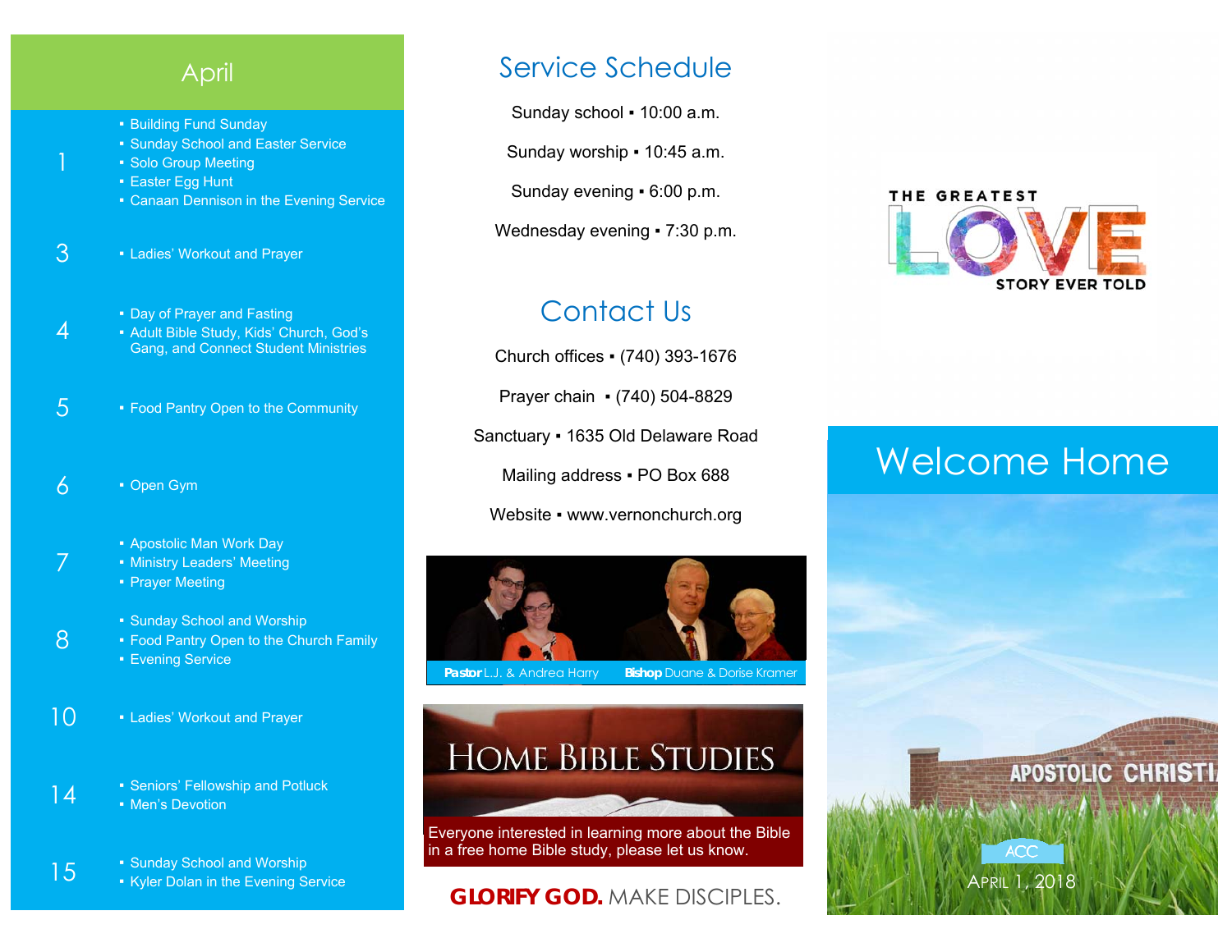## April

**1**
- Building Fund Sunday
- Sunday School and Easter Service
- Solo Group Meeting
- Easter Egg Hunt
- Canaan Dennison in the Evening Service

**3**
- Ladies' Workout and Prayer

**4**
- Day of Prayer and Fasting
- Adult Bible Study, Kids' Church, God's Gang, and Connect Student Ministries

**5**
- Food Pantry Open to the Community

**6**
- Open Gym

**7**
- Apostolic Man Work Day
- Ministry Leaders' Meeting
- Prayer Meeting

**8**
- Sunday School and Worship
- Food Pantry Open to the Church Family
- Evening Service

**10**
- Ladies' Workout and Prayer

**14**
- Seniors' Fellowship and Potluck
- Men's Devotion

**15**
- Sunday School and Worship
- Kyler Dolan in the Evening Service

## Service Schedule

Sunday school ▪ 10:00 a.m.

Sunday worship ▪ 10:45 a.m.

Sunday evening ▪ 6:00 p.m.

Wednesday evening ▪ 7:30 p.m.

## Contact Us

Church offices ▪ (740) 393-1676

Prayer chain ▪ (740) 504-8829

Sanctuary ▪ 1635 Old Delaware Road

Mailing address ▪ PO Box 688

Website ▪ www.vernonchurch.org

**Pastor** L.J. & Andrea Harry **Bishop** Duane & Dorise Kramer

## Home Bible Studies

Everyone interested in learning more about the Bible in a free home Bible study, please let us know.

**GLORIFY GOD.** MAKE DISCIPLES.

THE GREATEST LOVE STORY EVER TOLD

# Welcome Home

APOSTOLIC CHRISTI

ACC

April 1, 2018